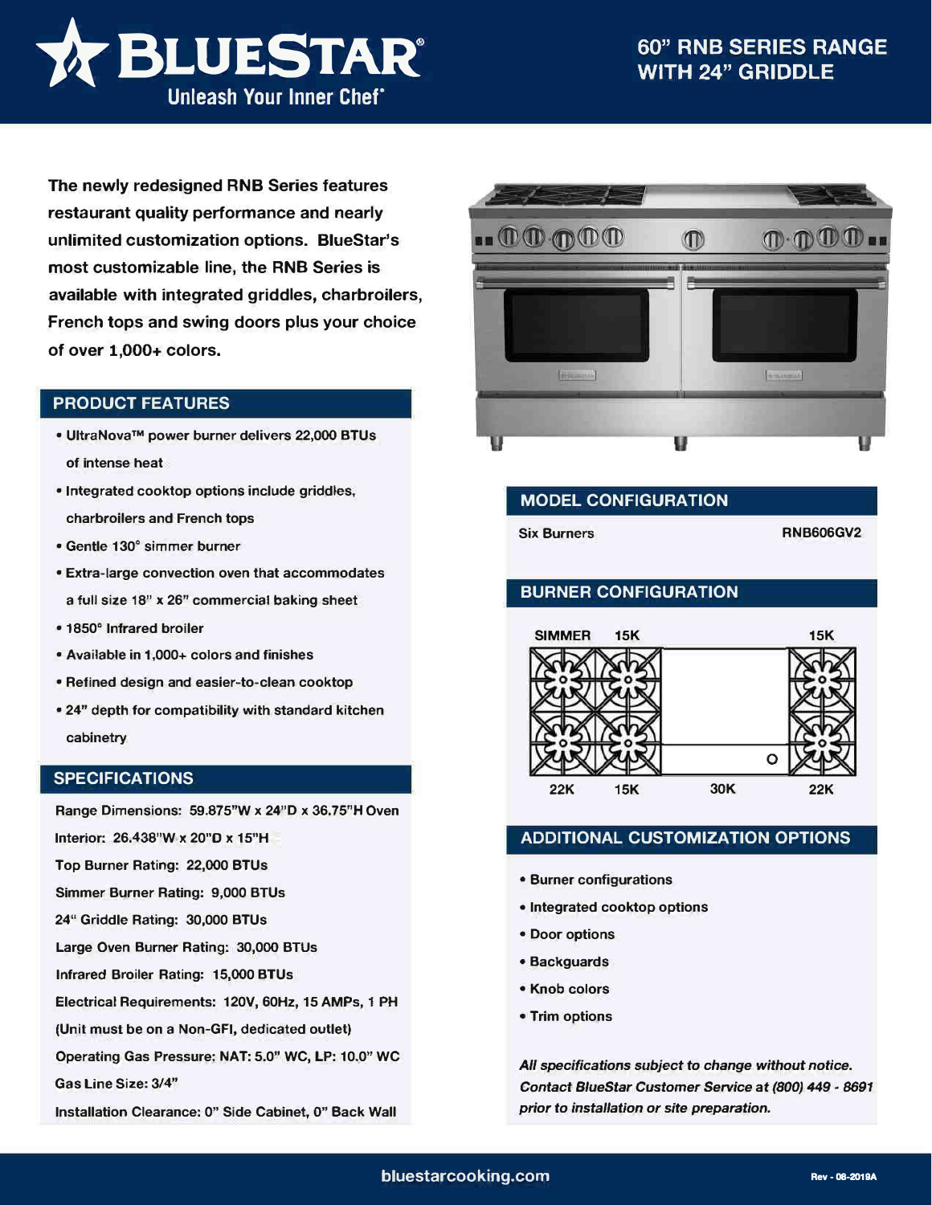# BLUESTAR

Unleash Your Inner Chef®

## 60" RNB SERIES RANGE WITH 24" GRIDDLE

**The newly redesigned RNB Series features restaurant quality performance and nearly unlimited customization options. BlueStar's most customizable line, the RNB Series is available with integrated griddles, charbroilers, French tops and swing doors plus your choice of over 1,000+ colors.**

## PRODUCT FEATURES

- UltraNova™ power burner delivers 22,000 BTUs of intense heat
- Integrated cooktop options include griddles, charbroilers and French tops
- Gentle 130° simmer burner
- Extra-large convection oven that accommodates a full size 18" x 26" commercial baking sheet
- 1850° Infrared broiler
- Available in 1,000+ colors and finishes
- Refined design and easier-to-clean cooktop
- 24" depth for compatibility with standard kitchen cabinetry

## SPECIFICATIONS

Range Dimensions: 59.875"W x 24"D x 36.75"H Oven

Interior: 26.438"W x 20"D x 15"H

Top Burner Rating: 22,000 BTUs

Simmer Burner Rating: 9,000 BTUs

24" Griddle Rating: 30,000 BTUs

Large Oven Burner Rating: 30,000 BTUs

Infrared Broiler Rating: 15,000 BTUs

Electrical Requirements: 120V, 60Hz, 15 AMPs, 1 PH (Unit must be on a Non-GFI, dedicated outlet)

Operating Gas Pressure: NAT: 5.0" WC, LP: 10.0" WC

Gas Line Size: 3/4"

Installation Clearance: 0" Side Cabinet, 0" Back Wall

## MODEL CONFIGURATION

| | |
|---|---|
| Six Burners | RNB606GV2 |

## BURNER CONFIGURATION

SIMMER 15K 15K

22K 15K 30K 22K

## ADDITIONAL CUSTOMIZATION OPTIONS

- Burner configurations
- Integrated cooktop options
- Door options
- Backguards
- Knob colors
- Trim options

*All specifications subject to change without notice. Contact BlueStar Customer Service at (800) 449 - 8691 prior to installation or site preparation.*

bluestarcooking.com

Rev - 08-2019A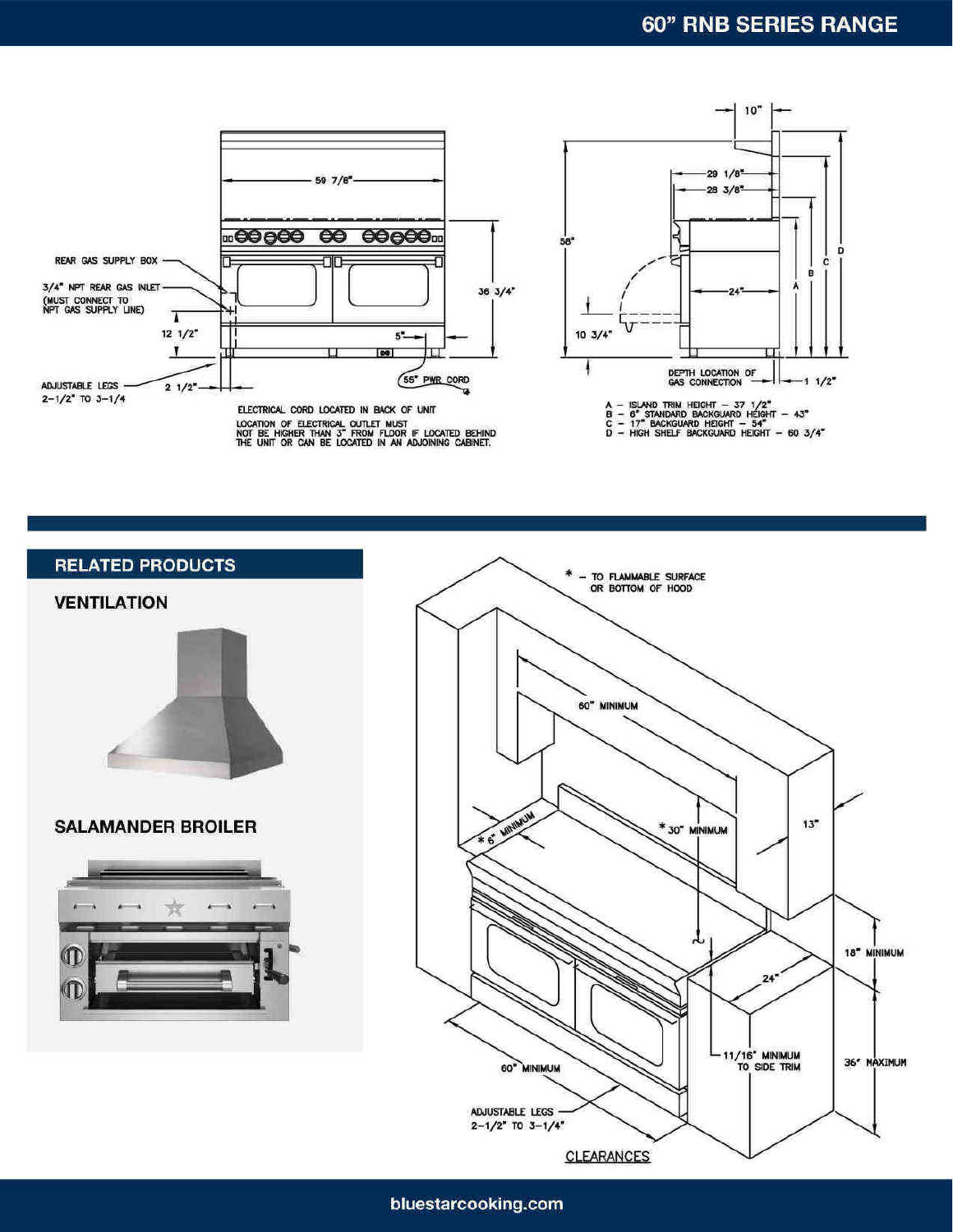# 60" RNB SERIES RANGE

59 7/8"

REAR GAS SUPPLY BOX

3/4" NPT REAR GAS INLET (MUST CONNECT TO NPT GAS SUPPLY LINE)

12 1/2"

36 3/4"

5"

ADJUSTABLE LEGS 2-1/2" TO 3-1/4

2 1/2"

55" PWR CORD

ELECTRICAL CORD LOCATED IN BACK OF UNIT

LOCATION OF ELECTRICAL OUTLET MUST NOT BE HIGHER THAN 3" FROM FLOOR IF LOCATED BEHIND THE UNIT OR CAN BE LOCATED IN AN ADJOINING CABINET.

10"

29 1/8"

28 3/8"

58"

24"

10 3/4"

A

B

C

D

DEPTH LOCATION OF GAS CONNECTION

1 1/2"

A – ISLAND TRIM HEIGHT – 37 1/2"
B – 6" STANDARD BACKGUARD HEIGHT – 43"
C – 17" BACKGUARD HEIGHT – 54"
D – HIGH SHELF BACKGUARD HEIGHT – 60 3/4"

## RELATED PRODUCTS

### VENTILATION

### SALAMANDER BROILER

* – TO FLAMMABLE SURFACE OR BOTTOM OF HOOD

60" MINIMUM

*6" MINIMUM

*30" MINIMUM

13"

18" MINIMUM

24"

11/16" MINIMUM TO SIDE TRIM

36" MAXIMUM

60" MINIMUM

ADJUSTABLE LEGS 2-1/2" TO 3-1/4"

CLEARANCES

bluestarcooking.com